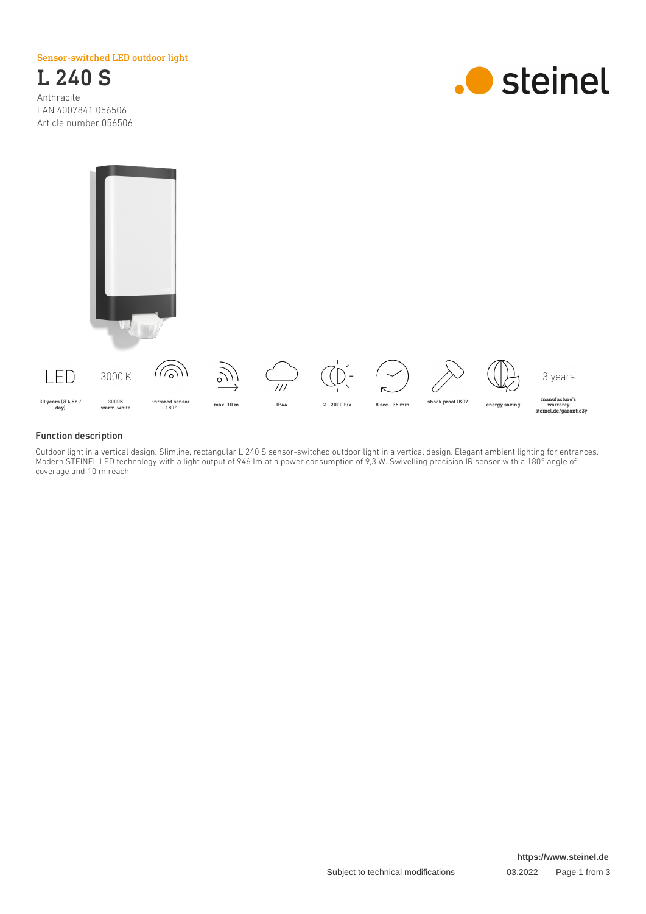Sensor-switched LED outdoor light

# L 240 S

Anthracite
EAN 4007841 056506
Article number 056506

steinel

| LED | 3000 K | | | | | | | | 3 years |
|---|---|---|---|---|---|---|---|---|---|
| 30 years (Ø 4,5h / day) | 3000K warm-white | infrared sensor 180° | max. 10 m | IP44 | 2 - 2000 lux | 8 sec - 35 min | shock proof IK07 | energy saving | manufacture's warranty steinel.de/garantie3y |

## Function description

Outdoor light in a vertical design. Slimline, rectangular L 240 S sensor-switched outdoor light in a vertical design. Elegant ambient lighting for entrances. Modern STEINEL LED technology with a light output of 946 lm at a power consumption of 9,3 W. Swivelling precision IR sensor with a 180° angle of coverage and 10 m reach.

https://www.steinel.de

Subject to technical modifications 03.2022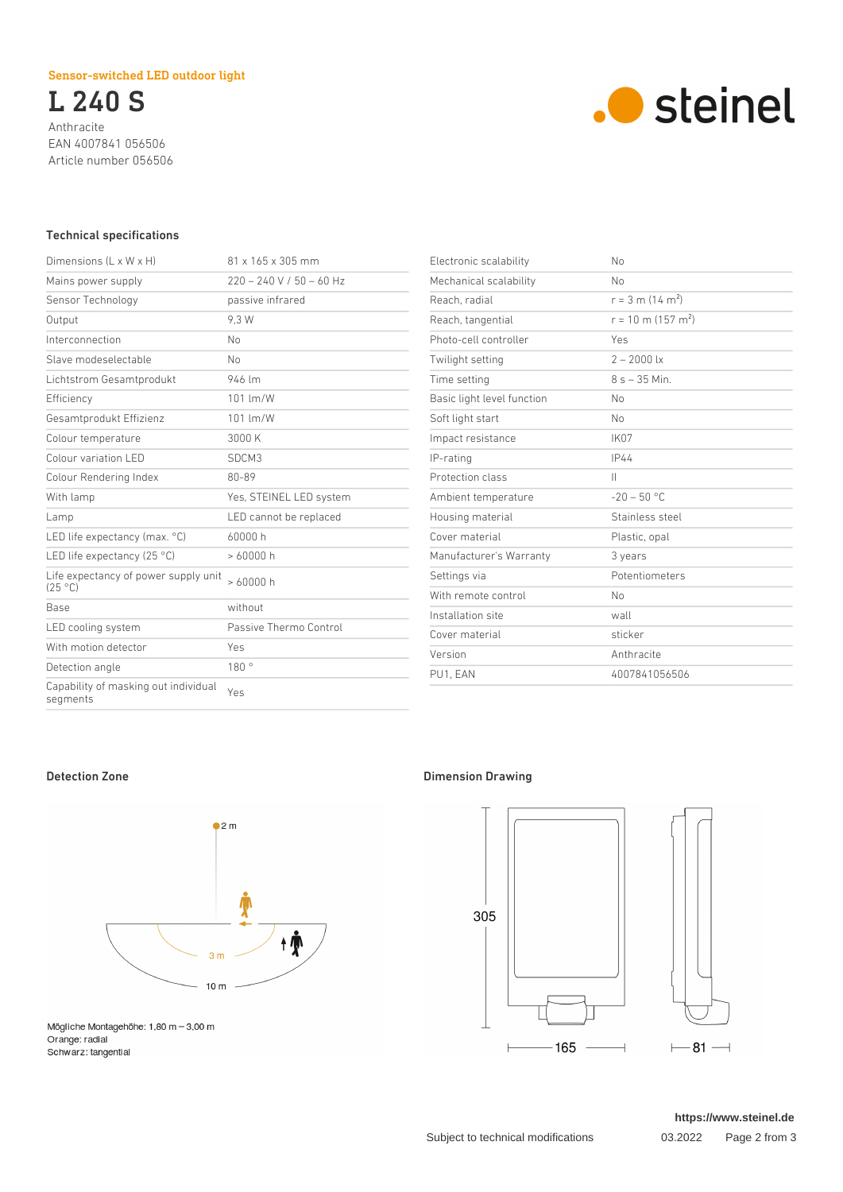Sensor-switched LED outdoor light

# L 240 S

Anthracite
EAN 4007841 056506
Article number 056506

## Technical specifications

| | |
|---|---|
| Dimensions (L x W x H) | 81 x 165 x 305 mm |
| Mains power supply | 220 – 240 V / 50 – 60 Hz |
| Sensor Technology | passive infrared |
| Output | 9,3 W |
| Interconnection | No |
| Slave modeselectable | No |
| Lichtstrom Gesamtprodukt | 946 lm |
| Efficiency | 101 lm/W |
| Gesamtprodukt Effizienz | 101 lm/W |
| Colour temperature | 3000 K |
| Colour variation LED | SDCM3 |
| Colour Rendering Index | 80-89 |
| With lamp | Yes, STEINEL LED system |
| Lamp | LED cannot be replaced |
| LED life expectancy (max. °C) | 60000 h |
| LED life expectancy (25 °C) | > 60000 h |
| Life expectancy of power supply unit (25 °C) | > 60000 h |
| Base | without |
| LED cooling system | Passive Thermo Control |
| With motion detector | Yes |
| Detection angle | 180 ° |
| Capability of masking out individual segments | Yes |
| Electronic scalability | No |
| Mechanical scalability | No |
| Reach, radial | r = 3 m (14 m²) |
| Reach, tangential | r = 10 m (157 m²) |
| Photo-cell controller | Yes |
| Twilight setting | 2 – 2000 lx |
| Time setting | 8 s – 35 Min. |
| Basic light level function | No |
| Soft light start | No |
| Impact resistance | IK07 |
| IP-rating | IP44 |
| Protection class | II |
| Ambient temperature | -20 – 50 °C |
| Housing material | Stainless steel |
| Cover material | Plastic, opal |
| Manufacturer's Warranty | 3 years |
| Settings via | Potentiometers |
| With remote control | No |
| Installation site | wall |
| Cover material | sticker |
| Version | Anthracite |
| PU1, EAN | 4007841056506 |

## Detection Zone

Mögliche Montagehöhe: 1,80 m – 3,00 m
Orange: radial
Schwarz: tangential

## Dimension Drawing

https://www.steinel.de

Subject to technical modifications 03.2022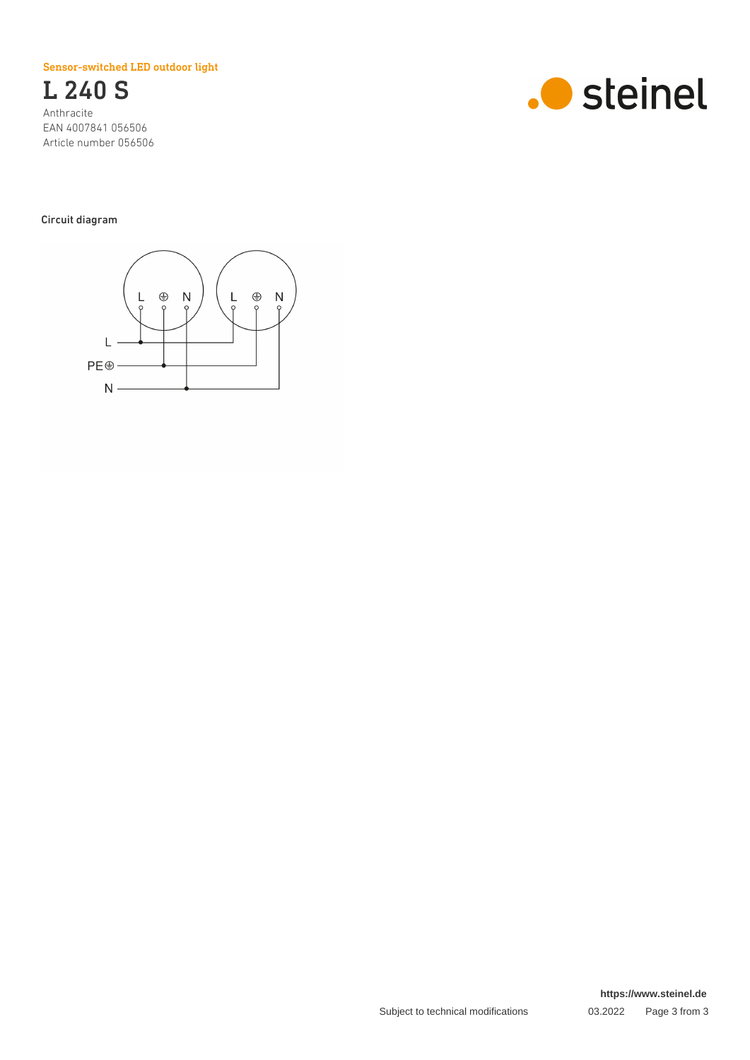Sensor-switched LED outdoor light

# L 240 S

Anthracite
EAN 4007841 056506
Article number 056506

## Circuit diagram

L ⏚ N L ⏚ N

L

PE⏚

N

https://www.steinel.de

Subject to technical modifications 03.2022